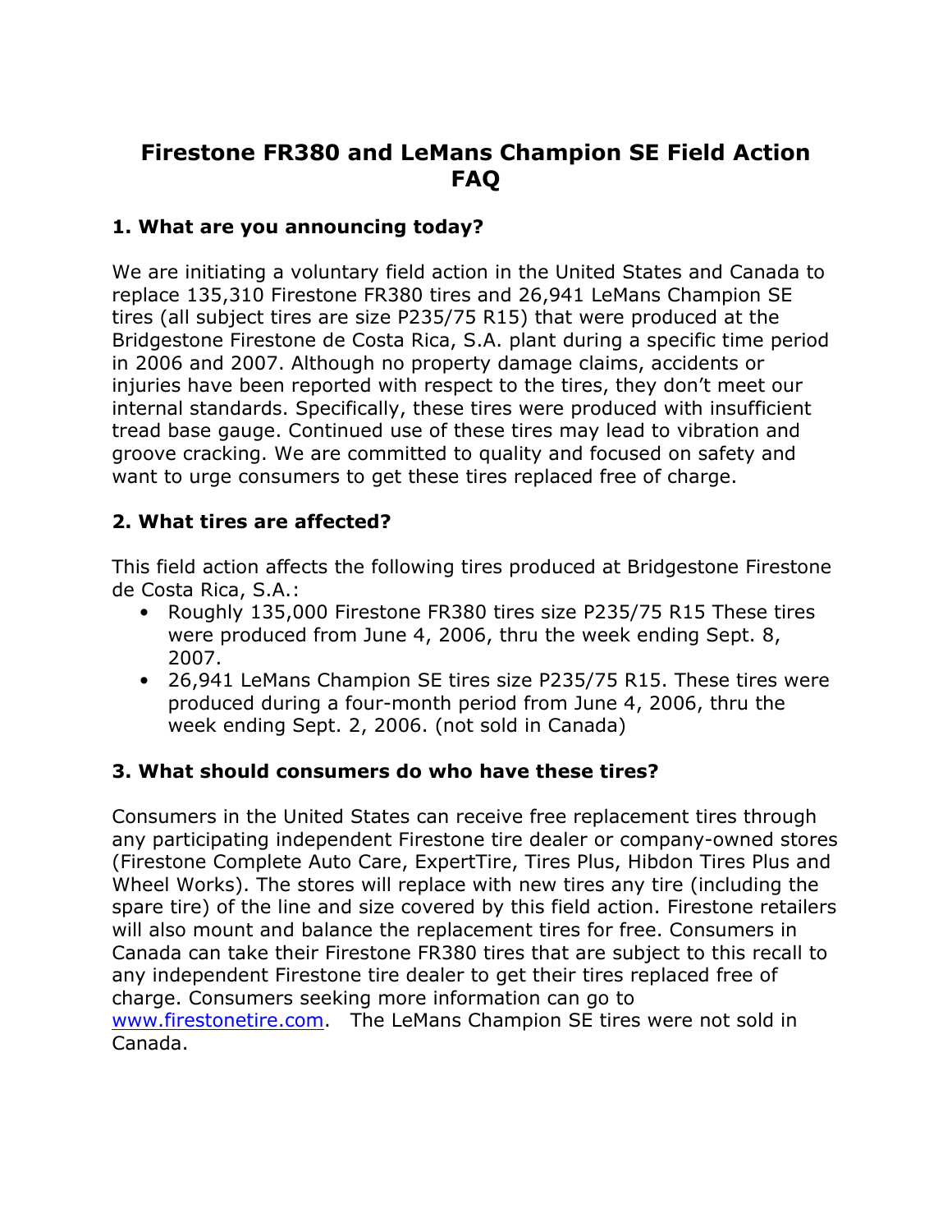# Firestone FR380 and LeMans Champion SE Field Action FAQ

### 1. What are you announcing today?

We are initiating a voluntary field action in the United States and Canada to replace 135,310 Firestone FR380 tires and 26,941 LeMans Champion SE tires (all subject tires are size P235/75 R15) that were produced at the Bridgestone Firestone de Costa Rica, S.A. plant during a specific time period in 2006 and 2007. Although no property damage claims, accidents or injuries have been reported with respect to the tires, they don't meet our internal standards. Specifically, these tires were produced with insufficient tread base gauge. Continued use of these tires may lead to vibration and groove cracking. We are committed to quality and focused on safety and want to urge consumers to get these tires replaced free of charge.

### 2. What tires are affected?

This field action affects the following tires produced at Bridgestone Firestone de Costa Rica, S.A.:

- Roughly 135,000 Firestone FR380 tires size P235/75 R15 These tires were produced from June 4, 2006, thru the week ending Sept. 8, 2007.
- 26,941 LeMans Champion SE tires size P235/75 R15. These tires were produced during a four-month period from June 4, 2006, thru the week ending Sept. 2, 2006. (not sold in Canada)

### 3. What should consumers do who have these tires?

Consumers in the United States can receive free replacement tires through any participating independent Firestone tire dealer or company-owned stores (Firestone Complete Auto Care, ExpertTire, Tires Plus, Hibdon Tires Plus and Wheel Works). The stores will replace with new tires any tire (including the spare tire) of the line and size covered by this field action. Firestone retailers will also mount and balance the replacement tires for free. Consumers in Canada can take their Firestone FR380 tires that are subject to this recall to any independent Firestone tire dealer to get their tires replaced free of charge. Consumers seeking more information can go to [www.firestonetire.com](http://www.firestonetire.com). The LeMans Champion SE tires were not sold in Canada.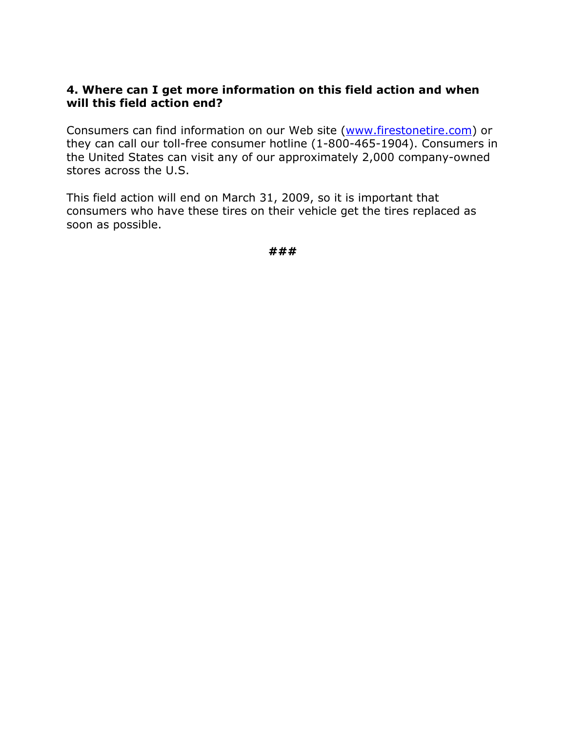**4. Where can I get more information on this field action and when will this field action end?**

Consumers can find information on our Web site (www.firestonetire.com) or they can call our toll-free consumer hotline (1-800-465-1904). Consumers in the United States can visit any of our approximately 2,000 company-owned stores across the U.S.

This field action will end on March 31, 2009, so it is important that consumers who have these tires on their vehicle get the tires replaced as soon as possible.

**###**